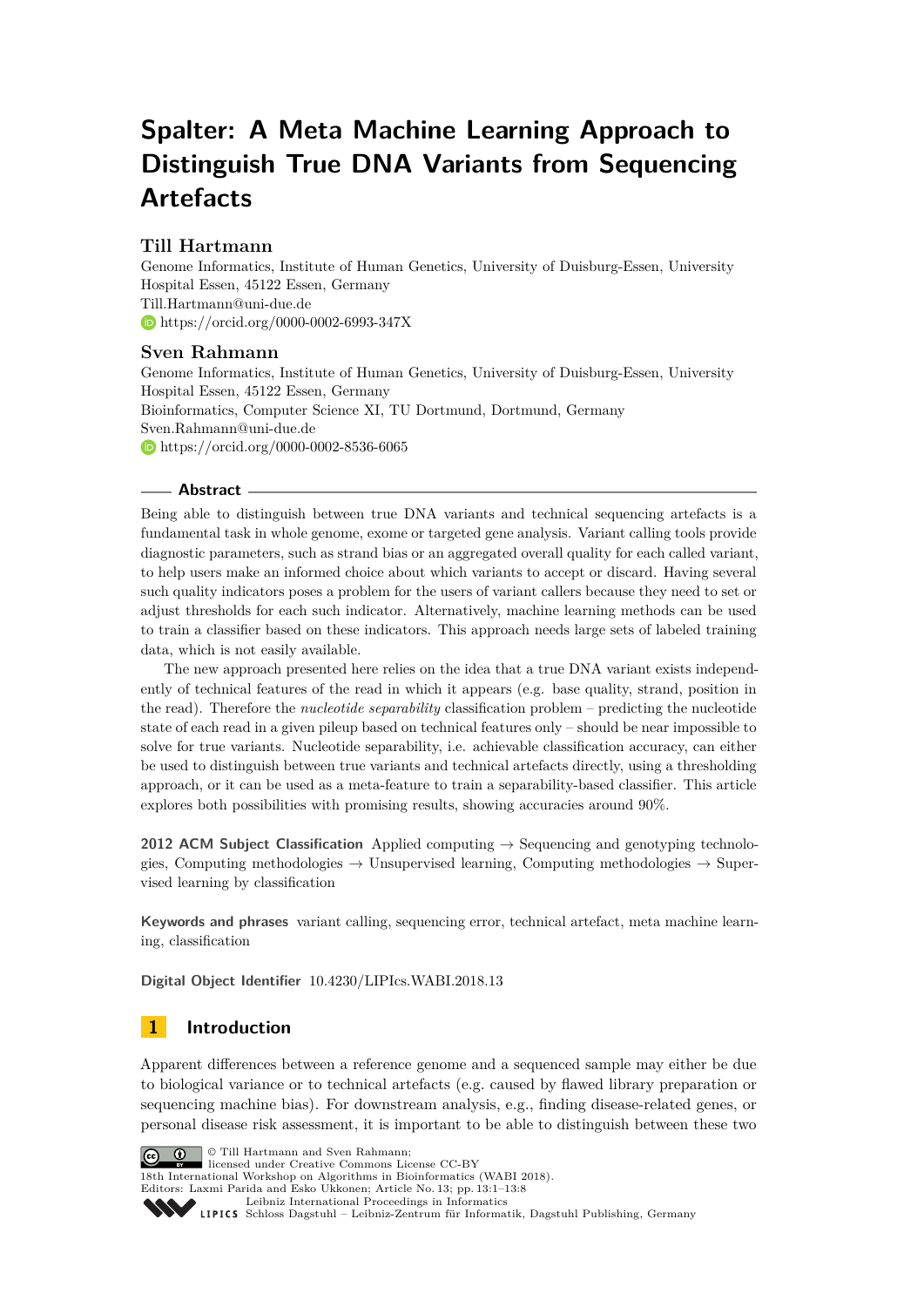# Spalter: A Meta Machine Learning Approach to Distinguish True DNA Variants from Sequencing Artefacts

### Till Hartmann

Genome Informatics, Institute of Human Genetics, University of Duisburg-Essen, University Hospital Essen, 45122 Essen, Germany
Till.Hartmann@uni-due.de
https://orcid.org/0000-0002-6993-347X

### Sven Rahmann

Genome Informatics, Institute of Human Genetics, University of Duisburg-Essen, University Hospital Essen, 45122 Essen, Germany
Bioinformatics, Computer Science XI, TU Dortmund, Dortmund, Germany
Sven.Rahmann@uni-due.de
https://orcid.org/0000-0002-8536-6065

## Abstract

Being able to distinguish between true DNA variants and technical sequencing artefacts is a fundamental task in whole genome, exome or targeted gene analysis. Variant calling tools provide diagnostic parameters, such as strand bias or an aggregated overall quality for each called variant, to help users make an informed choice about which variants to accept or discard. Having several such quality indicators poses a problem for the users of variant callers because they need to set or adjust thresholds for each such indicator. Alternatively, machine learning methods can be used to train a classifier based on these indicators. This approach needs large sets of labeled training data, which is not easily available.

The new approach presented here relies on the idea that a true DNA variant exists independently of technical features of the read in which it appears (e.g. base quality, strand, position in the read). Therefore the *nucleotide separability* classification problem – predicting the nucleotide state of each read in a given pileup based on technical features only – should be near impossible to solve for true variants. Nucleotide separability, i.e. achievable classification accuracy, can either be used to distinguish between true variants and technical artefacts directly, using a thresholding approach, or it can be used as a meta-feature to train a separability-based classifier. This article explores both possibilities with promising results, showing accuracies around 90%.

**2012 ACM Subject Classification** Applied computing → Sequencing and genotyping technologies, Computing methodologies → Unsupervised learning, Computing methodologies → Supervised learning by classification

**Keywords and phrases** variant calling, sequencing error, technical artefact, meta machine learning, classification

**Digital Object Identifier** 10.4230/LIPIcs.WABI.2018.13

## 1 Introduction

Apparent differences between a reference genome and a sequenced sample may either be due to biological variance or to technical artefacts (e.g. caused by flawed library preparation or sequencing machine bias). For downstream analysis, e.g., finding disease-related genes, or personal disease risk assessment, it is important to be able to distinguish between these two

© Till Hartmann and Sven Rahmann;
licensed under Creative Commons License CC-BY
18th International Workshop on Algorithms in Bioinformatics (WABI 2018).
Editors: Laxmi Parida and Esko Ukkonen; Article No. 13; pp. 13:1–13:8
Leibniz International Proceedings in Informatics
LIPICS Schloss Dagstuhl – Leibniz-Zentrum für Informatik, Dagstuhl Publishing, Germany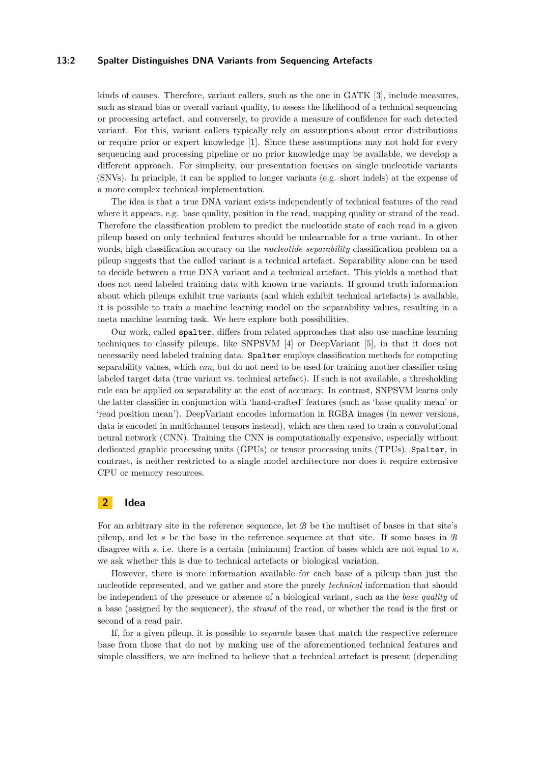kinds of causes. Therefore, variant callers, such as the one in GATK [3], include measures, such as strand bias or overall variant quality, to assess the likelihood of a technical sequencing or processing artefact, and conversely, to provide a measure of confidence for each detected variant. For this, variant callers typically rely on assumptions about error distributions or require prior or expert knowledge [1]. Since these assumptions may not hold for every sequencing and processing pipeline or no prior knowledge may be available, we develop a different approach. For simplicity, our presentation focuses on single nucleotide variants (SNVs). In principle, it can be applied to longer variants (e.g. short indels) at the expense of a more complex technical implementation.

The idea is that a true DNA variant exists independently of technical features of the read where it appears, e.g. base quality, position in the read, mapping quality or strand of the read. Therefore the classification problem to predict the nucleotide state of each read in a given pileup based on only technical features should be unlearnable for a true variant. In other words, high classification accuracy on the *nucleotide separability* classification problem on a pileup suggests that the called variant is a technical artefact. Separability alone can be used to decide between a true DNA variant and a technical artefact. This yields a method that does not need labeled training data with known true variants. If ground truth information about which pileups exhibit true variants (and which exhibit technical artefacts) is available, it is possible to train a machine learning model on the separability values, resulting in a meta machine learning task. We here explore both possibilities.

Our work, called `spalter`, differs from related approaches that also use machine learning techniques to classify pileups, like SNPSVM [4] or DeepVariant [5], in that it does not necessarily need labeled training data. `Spalter` employs classification methods for computing separability values, which *can*, but do not need to be used for training another classifier using labeled target data (true variant vs. technical artefact). If such is not available, a thresholding rule can be applied on separability at the cost of accuracy. In contrast, SNPSVM learns only the latter classifier in conjunction with 'hand-crafted' features (such as 'base quality mean' or 'read position mean'). DeepVariant encodes information in RGBA images (in newer versions, data is encoded in multichannel tensors instead), which are then used to train a convolutional neural network (CNN). Training the CNN is computationally expensive, especially without dedicated graphic processing units (GPUs) or tensor processing units (TPUs). `Spalter`, in contrast, is neither restricted to a single model architecture nor does it require extensive CPU or memory resources.

## 2 Idea

For an arbitrary site in the reference sequence, let $\mathcal{B}$ be the multiset of bases in that site's pileup, and let $s$ be the base in the reference sequence at that site. If some bases in $\mathcal{B}$ disagree with $s$, i.e. there is a certain (minimum) fraction of bases which are not equal to $s$, we ask whether this is due to technical artefacts or biological variation.

However, there is more information available for each base of a pileup than just the nucleotide represented, and we gather and store the purely *technical* information that should be independent of the presence or absence of a biological variant, such as the *base quality* of a base (assigned by the sequencer), the *strand* of the read, or whether the read is the first or second of a read pair.

If, for a given pileup, it is possible to *separate* bases that match the respective reference base from those that do not by making use of the aforementioned technical features and simple classifiers, we are inclined to believe that a technical artefact is present (depending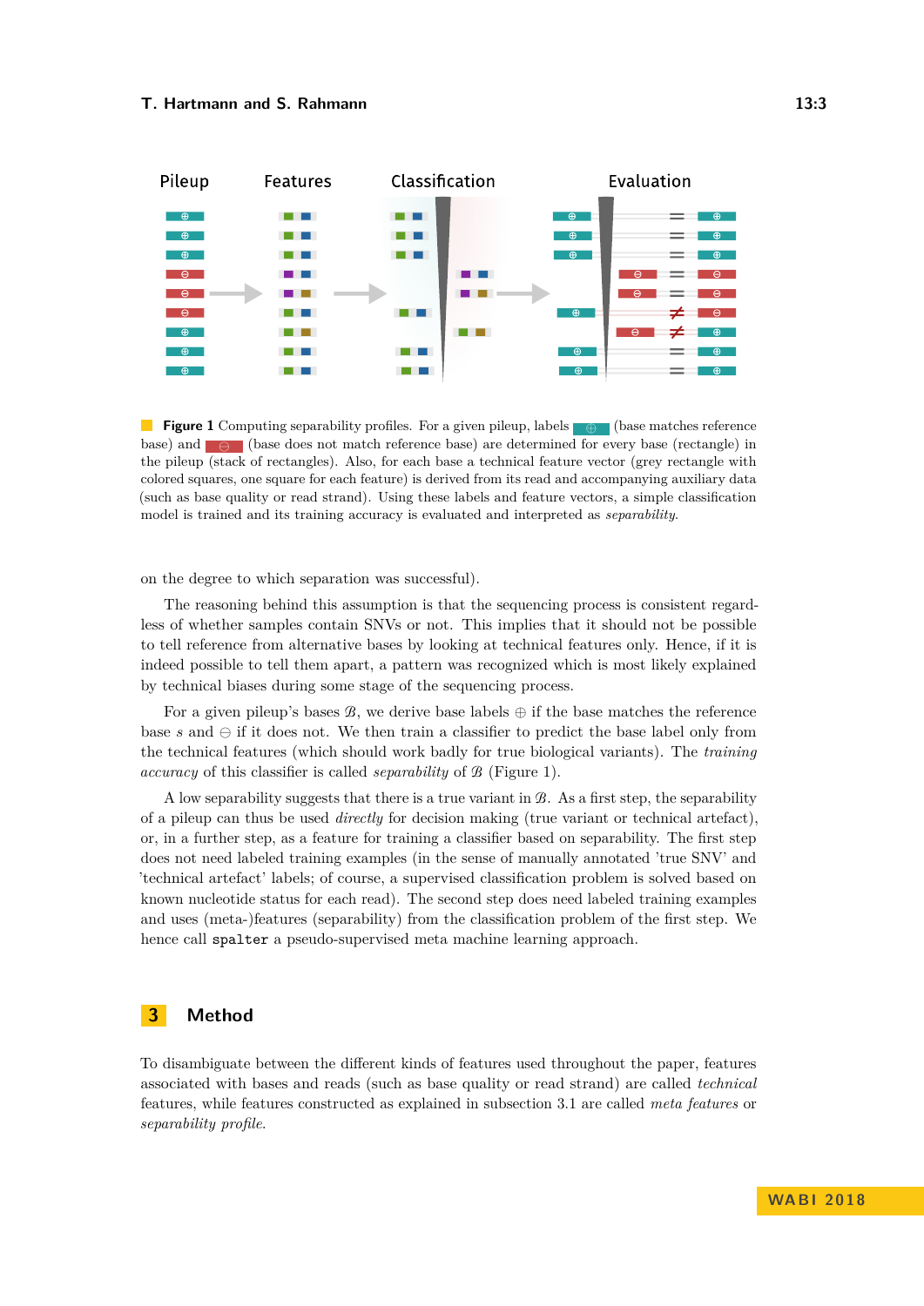**Figure 1** Computing separability profiles. For a given pileup, labels ⊕ (base matches reference base) and ⊖ (base does not match reference base) are determined for every base (rectangle) in the pileup (stack of rectangles). Also, for each base a technical feature vector (grey rectangle with colored squares, one square for each feature) is derived from its read and accompanying auxiliary data (such as base quality or read strand). Using these labels and feature vectors, a simple classification model is trained and its training accuracy is evaluated and interpreted as *separability*.

on the degree to which separation was successful).

The reasoning behind this assumption is that the sequencing process is consistent regardless of whether samples contain SNVs or not. This implies that it should not be possible to tell reference from alternative bases by looking at technical features only. Hence, if it is indeed possible to tell them apart, a pattern was recognized which is most likely explained by technical biases during some stage of the sequencing process.

For a given pileup's bases $\mathcal{B}$, we derive base labels $\oplus$ if the base matches the reference base $s$ and $\ominus$ if it does not. We then train a classifier to predict the base label only from the technical features (which should work badly for true biological variants). The *training accuracy* of this classifier is called *separability* of $\mathcal{B}$ (Figure 1).

A low separability suggests that there is a true variant in $\mathcal{B}$. As a first step, the separability of a pileup can thus be used *directly* for decision making (true variant or technical artefact), or, in a further step, as a feature for training a classifier based on separability. The first step does not need labeled training examples (in the sense of manually annotated 'true SNV' and 'technical artefact' labels; of course, a supervised classification problem is solved based on known nucleotide status for each read). The second step does need labeled training examples and uses (meta-)features (separability) from the classification problem of the first step. We hence call `spalter` a pseudo-supervised meta machine learning approach.

## 3 Method

To disambiguate between the different kinds of features used throughout the paper, features associated with bases and reads (such as base quality or read strand) are called *technical* features, while features constructed as explained in subsection 3.1 are called *meta features* or *separability profile*.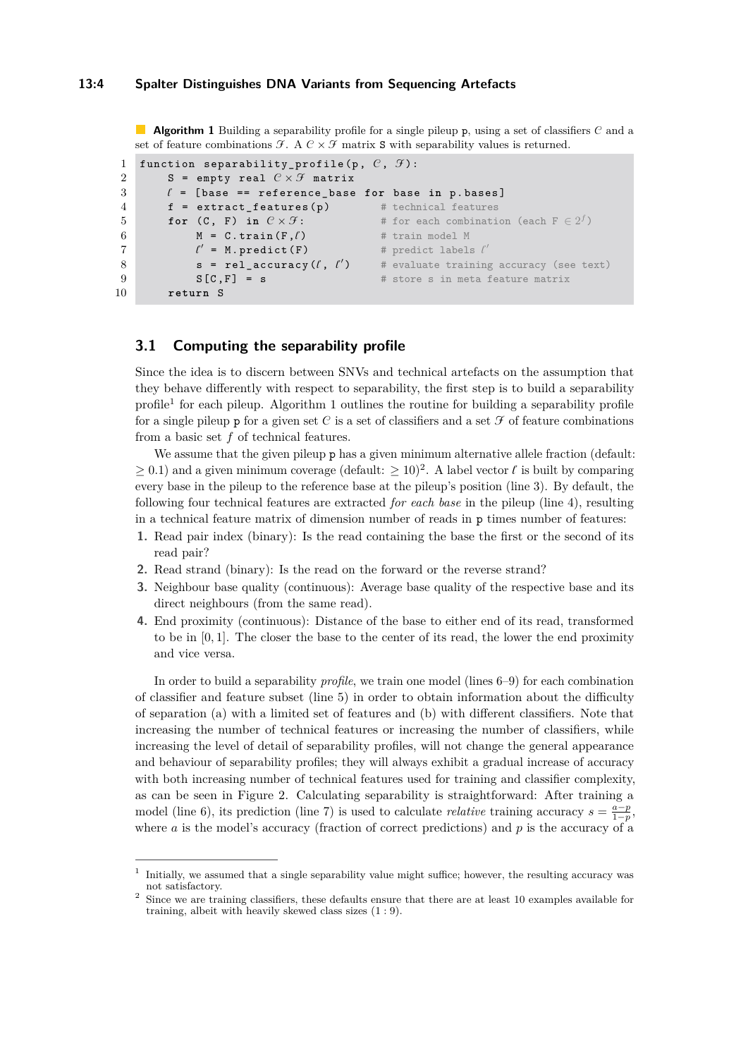**Algorithm 1** Building a separability profile for a single pileup p, using a set of classifiers $\mathcal{C}$ and a set of feature combinations $\mathcal{F}$. A $\mathcal{C} \times \mathcal{F}$ matrix S with separability values is returned.

```
1  function separability_profile(p, 𝒞, ℱ):
2      S = empty real 𝒞 × ℱ matrix
3      ℓ = [base == reference_base for base in p.bases]
4      f = extract_features(p)         # technical features
5      for (C, F) in 𝒞 × ℱ:            # for each combination (each F ∈ 2^f)
6          M = C.train(F,ℓ)            # train model M
7          ℓ' = M.predict(F)           # predict labels ℓ'
8          s = rel_accuracy(ℓ, ℓ')     # evaluate training accuracy (see text)
9          S[C,F] = s                  # store s in meta feature matrix
10     return S
```

## 3.1 Computing the separability profile

Since the idea is to discern between SNVs and technical artefacts on the assumption that they behave differently with respect to separability, the first step is to build a separability profile[1] for each pileup. Algorithm 1 outlines the routine for building a separability profile for a single pileup p for a given set $\mathcal{C}$ is a set of classifiers and a set $\mathcal{F}$ of feature combinations from a basic set $f$ of technical features.

We assume that the given pileup p has a given minimum alternative allele fraction (default: $\geq 0.1$) and a given minimum coverage (default: $\geq 10$)[2]. A label vector $\ell$ is built by comparing every base in the pileup to the reference base at the pileup's position (line 3). By default, the following four technical features are extracted *for each base* in the pileup (line 4), resulting in a technical feature matrix of dimension number of reads in p times number of features:

1. Read pair index (binary): Is the read containing the base the first or the second of its read pair?
2. Read strand (binary): Is the read on the forward or the reverse strand?
3. Neighbour base quality (continuous): Average base quality of the respective base and its direct neighbours (from the same read).
4. End proximity (continuous): Distance of the base to either end of its read, transformed to be in $[0, 1]$. The closer the base to the center of its read, the lower the end proximity and vice versa.

In order to build a separability *profile*, we train one model (lines 6–9) for each combination of classifier and feature subset (line 5) in order to obtain information about the difficulty of separation (a) with a limited set of features and (b) with different classifiers. Note that increasing the number of technical features or increasing the number of classifiers, while increasing the level of detail of separability profiles, will not change the general appearance and behaviour of separability profiles; they will always exhibit a gradual increase of accuracy with both increasing number of technical features used for training and classifier complexity, as can be seen in Figure 2. Calculating separability is straightforward: After training a model (line 6), its prediction (line 7) is used to calculate *relative* training accuracy $s = \frac{a-p}{1-p}$, where $a$ is the model's accuracy (fraction of correct predictions) and $p$ is the accuracy of a

---

[1] Initially, we assumed that a single separability value might suffice; however, the resulting accuracy was not satisfactory.

[2] Since we are training classifiers, these defaults ensure that there are at least 10 examples available for training, albeit with heavily skewed class sizes (1 : 9).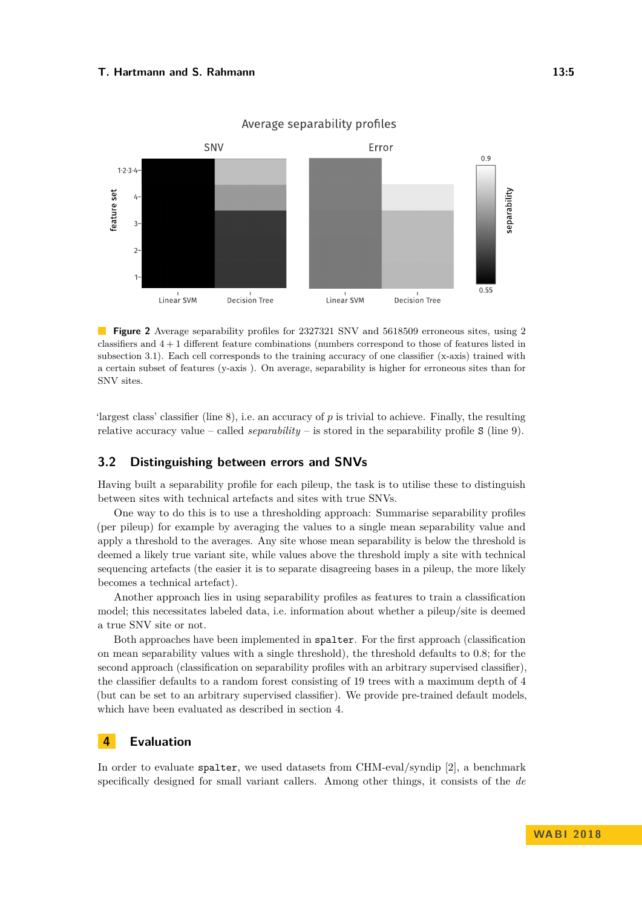**Figure 2** Average separability profiles for 2327321 SNV and 5618509 erroneous sites, using 2 classifiers and $4+1$ different feature combinations (numbers correspond to those of features listed in subsection 3.1). Each cell corresponds to the training accuracy of one classifier (x-axis) trained with a certain subset of features (y-axis ). On average, separability is higher for erroneous sites than for SNV sites.

'largest class' classifier (line 8), i.e. an accuracy of $p$ is trivial to achieve. Finally, the resulting relative accuracy value – called *separability* – is stored in the separability profile S (line 9).

## 3.2 Distinguishing between errors and SNVs

Having built a separability profile for each pileup, the task is to utilise these to distinguish between sites with technical artefacts and sites with true SNVs.

One way to do this is to use a thresholding approach: Summarise separability profiles (per pileup) for example by averaging the values to a single mean separability value and apply a threshold to the averages. Any site whose mean separability is below the threshold is deemed a likely true variant site, while values above the threshold imply a site with technical sequencing artefacts (the easier it is to separate disagreeing bases in a pileup, the more likely becomes a technical artefact).

Another approach lies in using separability profiles as features to train a classification model; this necessitates labeled data, i.e. information about whether a pileup/site is deemed a true SNV site or not.

Both approaches have been implemented in `spalter`. For the first approach (classification on mean separability values with a single threshold), the threshold defaults to 0.8; for the second approach (classification on separability profiles with an arbitrary supervised classifier), the classifier defaults to a random forest consisting of 19 trees with a maximum depth of 4 (but can be set to an arbitrary supervised classifier). We provide pre-trained default models, which have been evaluated as described in section 4.

# 4 Evaluation

In order to evaluate `spalter`, we used datasets from CHM-eval/syndip [2], a benchmark specifically designed for small variant callers. Among other things, it consists of the *de*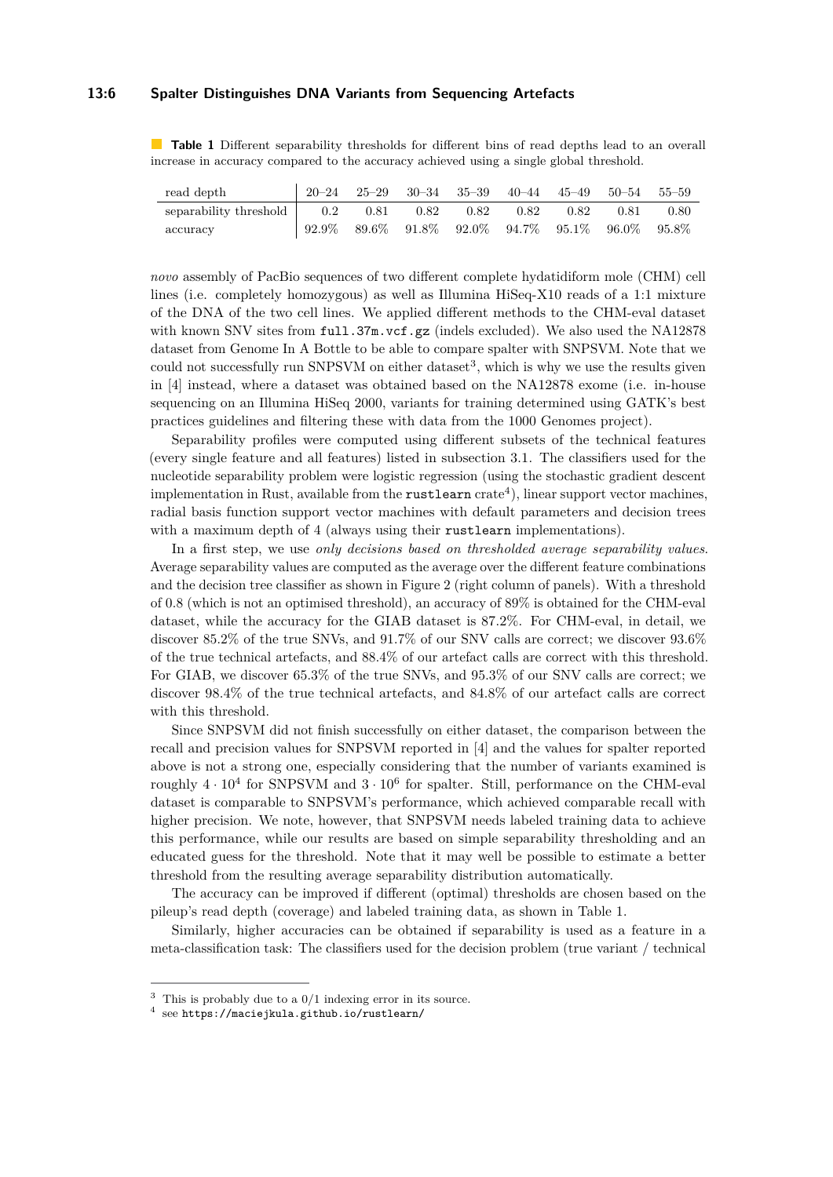**Table 1** Different separability thresholds for different bins of read depths lead to an overall increase in accuracy compared to the accuracy achieved using a single global threshold.

| read depth | 20–24 | 25–29 | 30–34 | 35–39 | 40–44 | 45–49 | 50–54 | 55–59 |
|---|---|---|---|---|---|---|---|---|
| separability threshold | 0.2 | 0.81 | 0.82 | 0.82 | 0.82 | 0.82 | 0.81 | 0.80 |
| accuracy | 92.9% | 89.6% | 91.8% | 92.0% | 94.7% | 95.1% | 96.0% | 95.8% |

*novo* assembly of PacBio sequences of two different complete hydatidiform mole (CHM) cell lines (i.e. completely homozygous) as well as Illumina HiSeq-X10 reads of a 1:1 mixture of the DNA of the two cell lines. We applied different methods to the CHM-eval dataset with known SNV sites from `full.37m.vcf.gz` (indels excluded). We also used the NA12878 dataset from Genome In A Bottle to be able to compare spalter with SNPSVM. Note that we could not successfully run SNPSVM on either dataset[3], which is why we use the results given in [4] instead, where a dataset was obtained based on the NA12878 exome (i.e. in-house sequencing on an Illumina HiSeq 2000, variants for training determined using GATK's best practices guidelines and filtering these with data from the 1000 Genomes project).

Separability profiles were computed using different subsets of the technical features (every single feature and all features) listed in subsection 3.1. The classifiers used for the nucleotide separability problem were logistic regression (using the stochastic gradient descent implementation in Rust, available from the `rustlearn` crate[4]), linear support vector machines, radial basis function support vector machines with default parameters and decision trees with a maximum depth of 4 (always using their `rustlearn` implementations).

In a first step, we use *only decisions based on thresholded average separability values*. Average separability values are computed as the average over the different feature combinations and the decision tree classifier as shown in Figure 2 (right column of panels). With a threshold of 0.8 (which is not an optimised threshold), an accuracy of 89% is obtained for the CHM-eval dataset, while the accuracy for the GIAB dataset is 87.2%. For CHM-eval, in detail, we discover 85.2% of the true SNVs, and 91.7% of our SNV calls are correct; we discover 93.6% of the true technical artefacts, and 88.4% of our artefact calls are correct with this threshold. For GIAB, we discover 65.3% of the true SNVs, and 95.3% of our SNV calls are correct; we discover 98.4% of the true technical artefacts, and 84.8% of our artefact calls are correct with this threshold.

Since SNPSVM did not finish successfully on either dataset, the comparison between the recall and precision values for SNPSVM reported in [4] and the values for spalter reported above is not a strong one, especially considering that the number of variants examined is roughly $4 \cdot 10^4$ for SNPSVM and $3 \cdot 10^6$ for spalter. Still, performance on the CHM-eval dataset is comparable to SNPSVM's performance, which achieved comparable recall with higher precision. We note, however, that SNPSVM needs labeled training data to achieve this performance, while our results are based on simple separability thresholding and an educated guess for the threshold. Note that it may well be possible to estimate a better threshold from the resulting average separability distribution automatically.

The accuracy can be improved if different (optimal) thresholds are chosen based on the pileup's read depth (coverage) and labeled training data, as shown in Table 1.

Similarly, higher accuracies can be obtained if separability is used as a feature in a meta-classification task: The classifiers used for the decision problem (true variant / technical

---

[3] This is probably due to a 0/1 indexing error in its source.

[4] see `https://maciejkula.github.io/rustlearn/`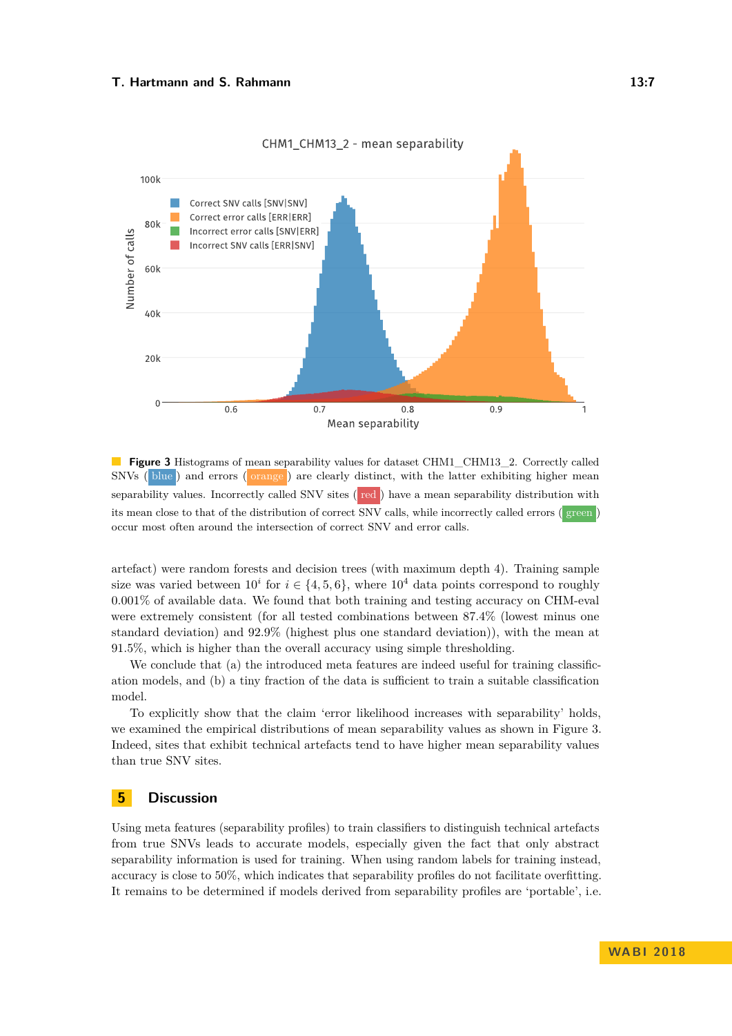**Figure 3** Histograms of mean separability values for dataset CHM1_CHM13_2. Correctly called SNVs (blue) and errors (orange) are clearly distinct, with the latter exhibiting higher mean separability values. Incorrectly called SNV sites (red) have a mean separability distribution with its mean close to that of the distribution of correct SNV calls, while incorrectly called errors (green) occur most often around the intersection of correct SNV and error calls.

artefact) were random forests and decision trees (with maximum depth 4). Training sample size was varied between $10^i$ for $i \in \{4, 5, 6\}$, where $10^4$ data points correspond to roughly 0.001% of available data. We found that both training and testing accuracy on CHM-eval were extremely consistent (for all tested combinations between 87.4% (lowest minus one standard deviation) and 92.9% (highest plus one standard deviation)), with the mean at 91.5%, which is higher than the overall accuracy using simple thresholding.

We conclude that (a) the introduced meta features are indeed useful for training classification models, and (b) a tiny fraction of the data is sufficient to train a suitable classification model.

To explicitly show that the claim 'error likelihood increases with separability' holds, we examined the empirical distributions of mean separability values as shown in Figure 3. Indeed, sites that exhibit technical artefacts tend to have higher mean separability values than true SNV sites.

## 5 Discussion

Using meta features (separability profiles) to train classifiers to distinguish technical artefacts from true SNVs leads to accurate models, especially given the fact that only abstract separability information is used for training. When using random labels for training instead, accuracy is close to 50%, which indicates that separability profiles do not facilitate overfitting. It remains to be determined if models derived from separability profiles are 'portable', i.e.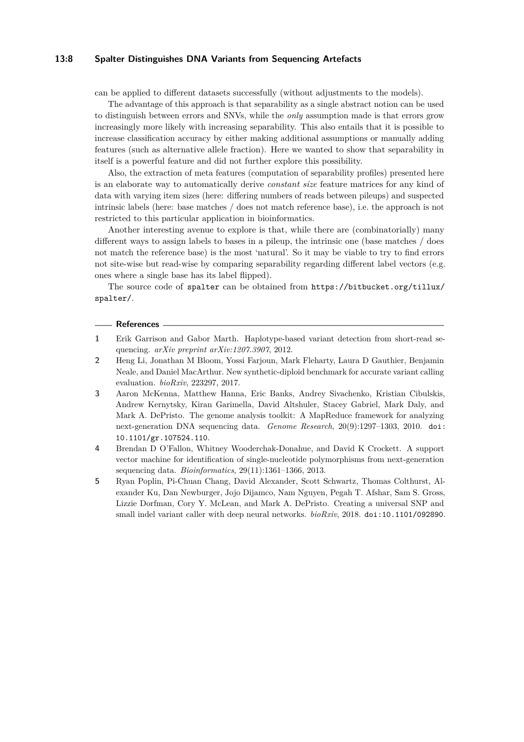can be applied to different datasets successfully (without adjustments to the models).

The advantage of this approach is that separability as a single abstract notion can be used to distinguish between errors and SNVs, while the *only* assumption made is that errors grow increasingly more likely with increasing separability. This also entails that it is possible to increase classification accuracy by either making additional assumptions or manually adding features (such as alternative allele fraction). Here we wanted to show that separability in itself is a powerful feature and did not further explore this possibility.

Also, the extraction of meta features (computation of separability profiles) presented here is an elaborate way to automatically derive *constant size* feature matrices for any kind of data with varying item sizes (here: differing numbers of reads between pileups) and suspected intrinsic labels (here: base matches / does not match reference base), i.e. the approach is not restricted to this particular application in bioinformatics.

Another interesting avenue to explore is that, while there are (combinatorially) many different ways to assign labels to bases in a pileup, the intrinsic one (base matches / does not match the reference base) is the most 'natural'. So it may be viable to try to find errors not site-wise but read-wise by comparing separability regarding different label vectors (e.g. ones where a single base has its label flipped).

The source code of `spalter` can be obtained from `https://bitbucket.org/tillux/spalter/`.

## References

1. Erik Garrison and Gabor Marth. Haplotype-based variant detection from short-read sequencing. *arXiv preprint arXiv:1207.3907*, 2012.
2. Heng Li, Jonathan M Bloom, Yossi Farjoun, Mark Fleharty, Laura D Gauthier, Benjamin Neale, and Daniel MacArthur. New synthetic-diploid benchmark for accurate variant calling evaluation. *bioRxiv*, 223297, 2017.
3. Aaron McKenna, Matthew Hanna, Eric Banks, Andrey Sivachenko, Kristian Cibulskis, Andrew Kernytsky, Kiran Garimella, David Altshuler, Stacey Gabriel, Mark Daly, and Mark A. DePristo. The genome analysis toolkit: A MapReduce framework for analyzing next-generation DNA sequencing data. *Genome Research*, 20(9):1297–1303, 2010. `doi:10.1101/gr.107524.110`.
4. Brendan D O'Fallon, Whitney Wooderchak-Donahue, and David K Crockett. A support vector machine for identification of single-nucleotide polymorphisms from next-generation sequencing data. *Bioinformatics*, 29(11):1361–1366, 2013.
5. Ryan Poplin, Pi-Chuan Chang, David Alexander, Scott Schwartz, Thomas Colthurst, Alexander Ku, Dan Newburger, Jojo Dijamco, Nam Nguyen, Pegah T. Afshar, Sam S. Gross, Lizzie Dorfman, Cory Y. McLean, and Mark A. DePristo. Creating a universal SNP and small indel variant caller with deep neural networks. *bioRxiv*, 2018. `doi:10.1101/092890`.